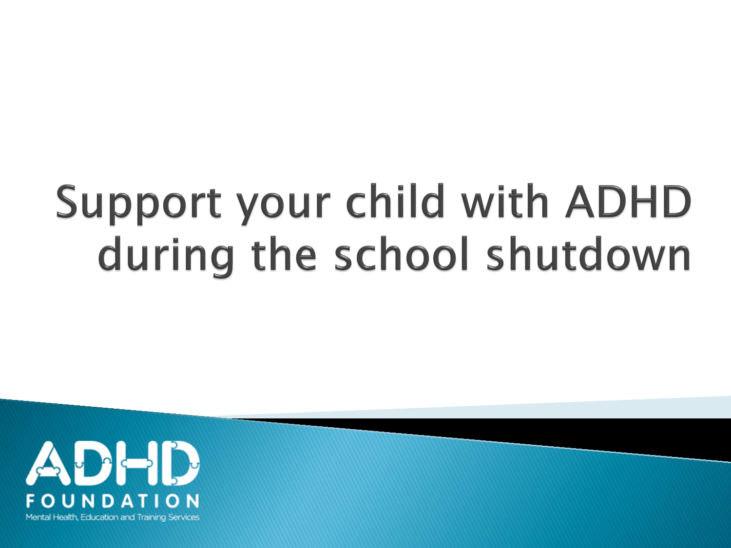# Support your child with ADHD during the school shutdown

ADHD FOUNDATION

Mental Health, Education and Training Services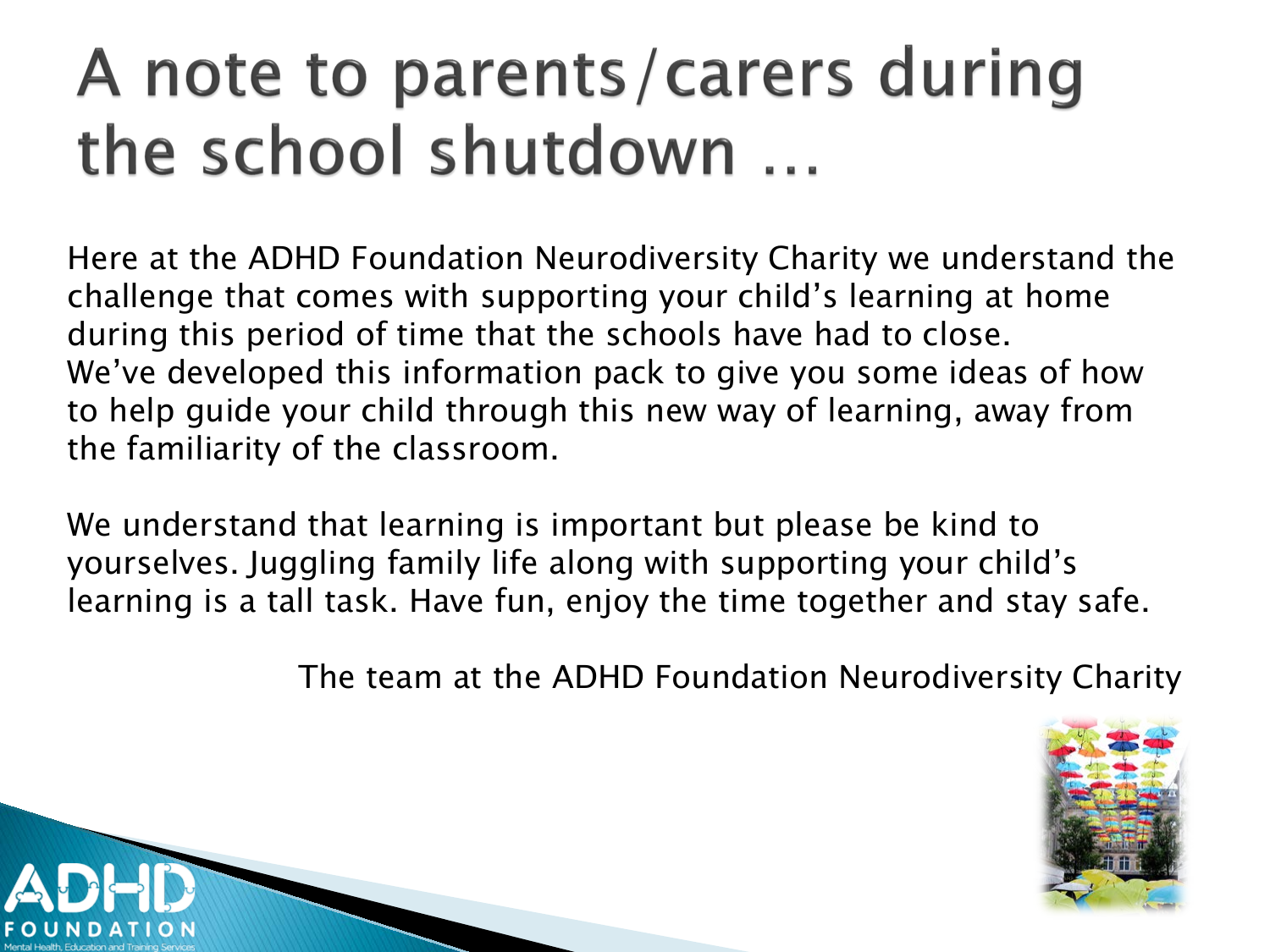# A note to parents/carers during the school shutdown …

Here at the ADHD Foundation Neurodiversity Charity we understand the challenge that comes with supporting your child's learning at home during this period of time that the schools have had to close. We've developed this information pack to give you some ideas of how to help guide your child through this new way of learning, away from the familiarity of the classroom.

We understand that learning is important but please be kind to yourselves. Juggling family life along with supporting your child's learning is a tall task. Have fun, enjoy the time together and stay safe.

The team at the ADHD Foundation Neurodiversity Charity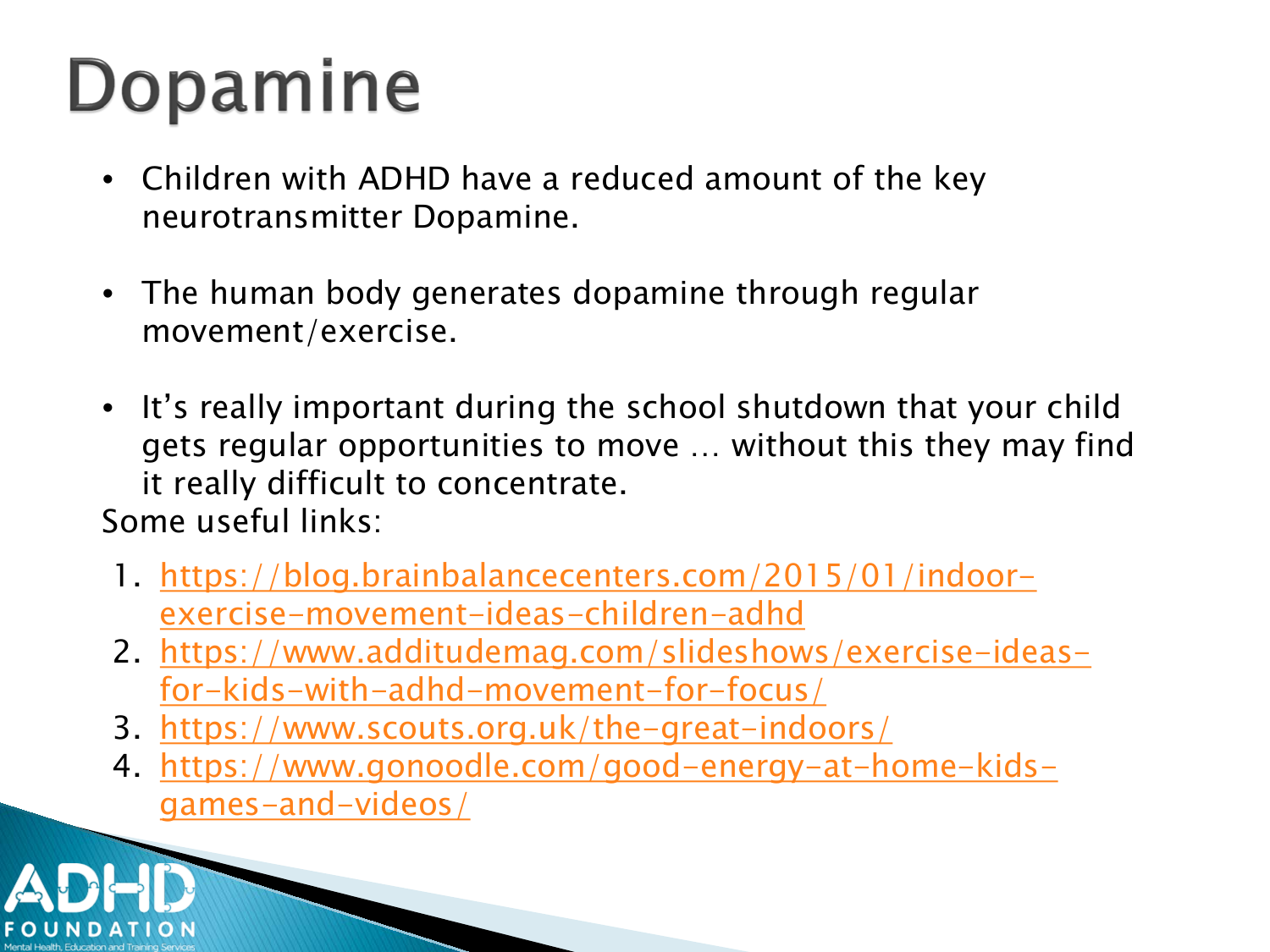# Dopamine

- Children with ADHD have a reduced amount of the key neurotransmitter Dopamine.
- The human body generates dopamine through regular movement/exercise.
- It's really important during the school shutdown that your child gets regular opportunities to move … without this they may find it really difficult to concentrate.

Some useful links:

1. https://blog.brainbalancecenters.com/2015/01/indoor-exercise-movement-ideas-children-adhd
2. https://www.additudemag.com/slideshows/exercise-ideas-for-kids-with-adhd-movement-for-focus/
3. https://www.scouts.org.uk/the-great-indoors/
4. https://www.gonoodle.com/good-energy-at-home-kids-games-and-videos/

ADHD FOUNDATION
Mental Health, Education and Training Services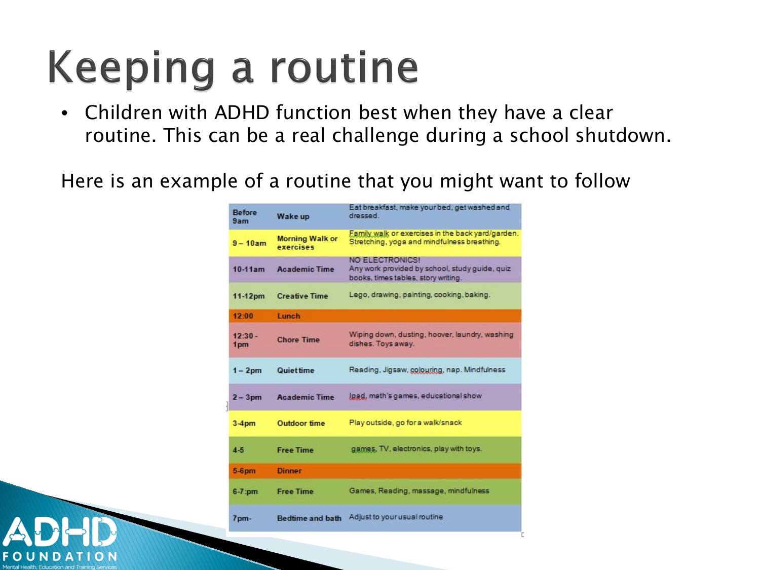# Keeping a routine

- Children with ADHD function best when they have a clear routine. This can be a real challenge during a school shutdown.

Here is an example of a routine that you might want to follow

| | | |
|---|---|---|
| Before 9am | Wake up | Eat breakfast, make your bed, get washed and dressed. |
| 9 – 10am | Morning Walk or exercises | Family walk or exercises in the back yard/garden. Stretching, yoga and mindfulness breathing. |
| 10-11am | Academic Time | NO ELECTRONICS! Any work provided by school, study guide, quiz books, times tables, story writing. |
| 11-12pm | Creative Time | Lego, drawing, painting, cooking, baking. |
| 12:00 | Lunch | |
| 12:30 - 1pm | Chore Time | Wiping down, dusting, hoover, laundry, washing dishes. Toys away. |
| 1 – 2pm | Quiet time | Reading, Jigsaw, colouring, nap. Mindfulness |
| 2 – 3pm | Academic Time | Ipad, math's games, educational show |
| 3-4pm | Outdoor time | Play outside, go for a walk/snack |
| 4-5 | Free Time | games, TV, electronics, play with toys. |
| 5-6pm | Dinner | |
| 6-7:pm | Free Time | Games, Reading, massage, mindfulness |
| 7pm- | Bedtime and bath | Adjust to your usual routine |

ADHD FOUNDATION
Mental Health, Education and Training Services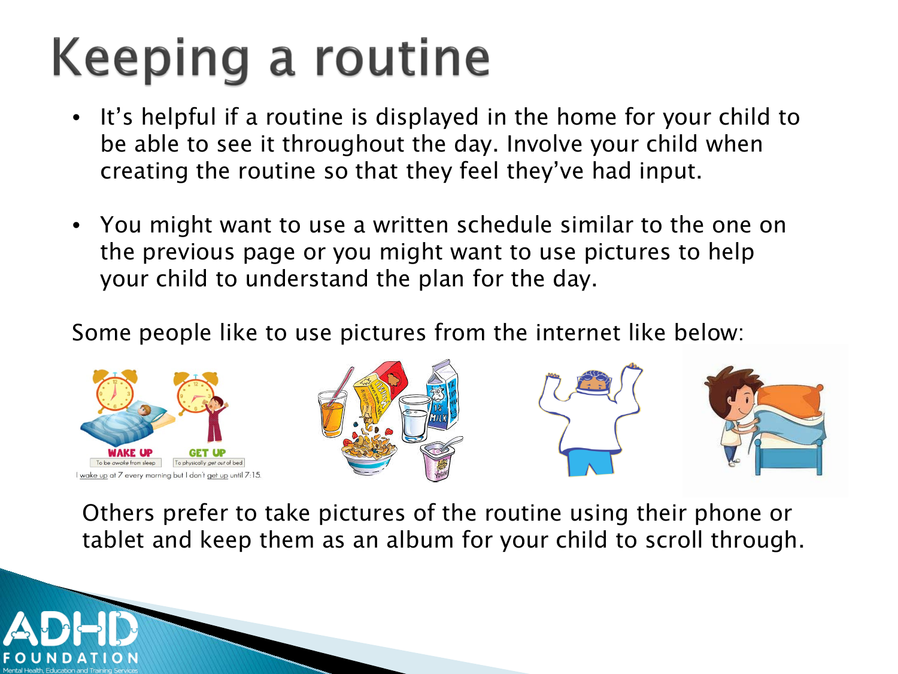# Keeping a routine

- It's helpful if a routine is displayed in the home for your child to be able to see it throughout the day. Involve your child when creating the routine so that they feel they've had input.

- You might want to use a written schedule similar to the one on the previous page or you might want to use pictures to help your child to understand the plan for the day.

Some people like to use pictures from the internet like below:

Others prefer to take pictures of the routine using their phone or tablet and keep them as an album for your child to scroll through.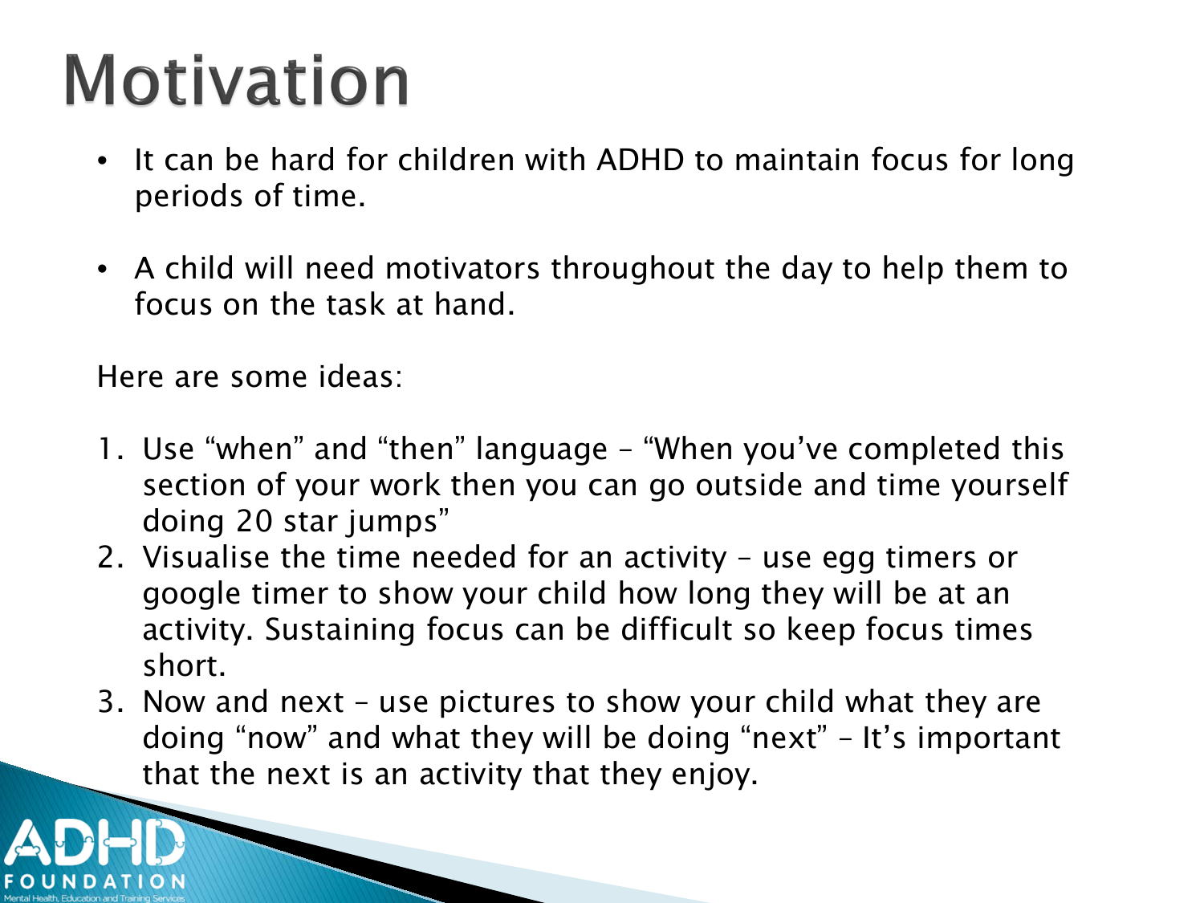# Motivation

- It can be hard for children with ADHD to maintain focus for long periods of time.
- A child will need motivators throughout the day to help them to focus on the task at hand.

Here are some ideas:

1. Use “when” and “then” language – “When you’ve completed this section of your work then you can go outside and time yourself doing 20 star jumps”
2. Visualise the time needed for an activity – use egg timers or google timer to show your child how long they will be at an activity. Sustaining focus can be difficult so keep focus times short.
3. Now and next – use pictures to show your child what they are doing “now” and what they will be doing “next” – It’s important that the next is an activity that they enjoy.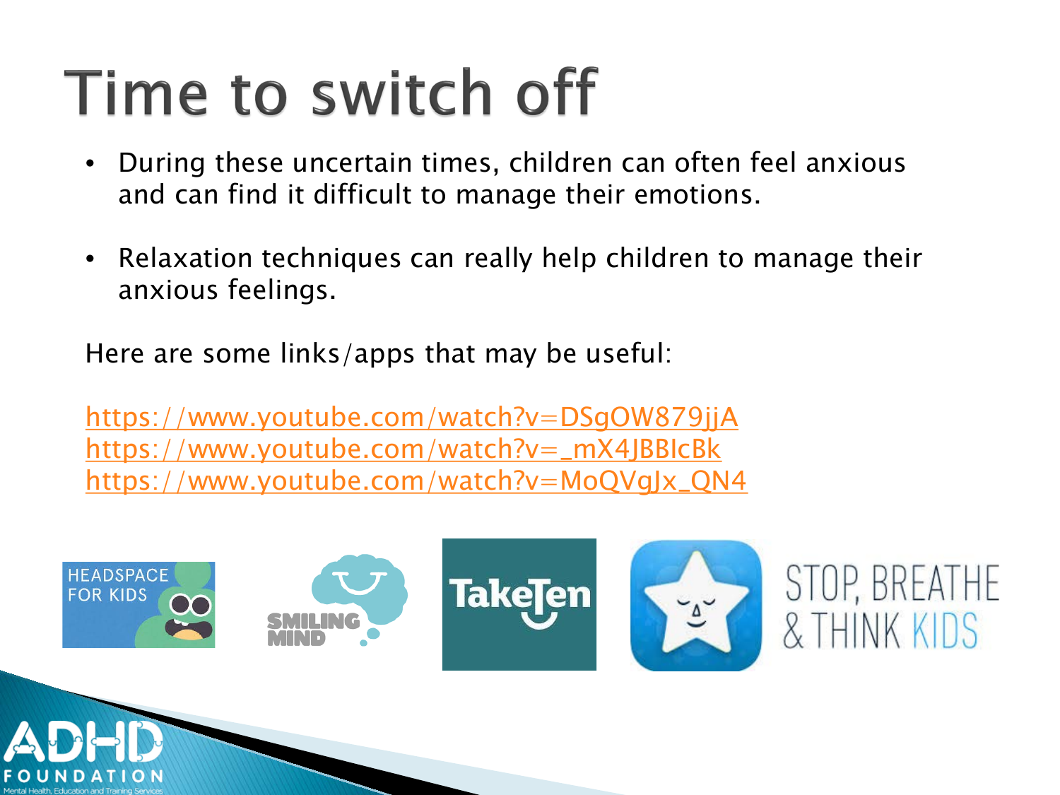# Time to switch off

- During these uncertain times, children can often feel anxious and can find it difficult to manage their emotions.
- Relaxation techniques can really help children to manage their anxious feelings.

Here are some links/apps that may be useful:

https://www.youtube.com/watch?v=DSgOW879jjA
https://www.youtube.com/watch?v=_mX4JBBIcBk
https://www.youtube.com/watch?v=MoQVgJx_QN4

HEADSPACE FOR KIDS

SMILING MIND

TakeTen

STOP, BREATHE & THINK KIDS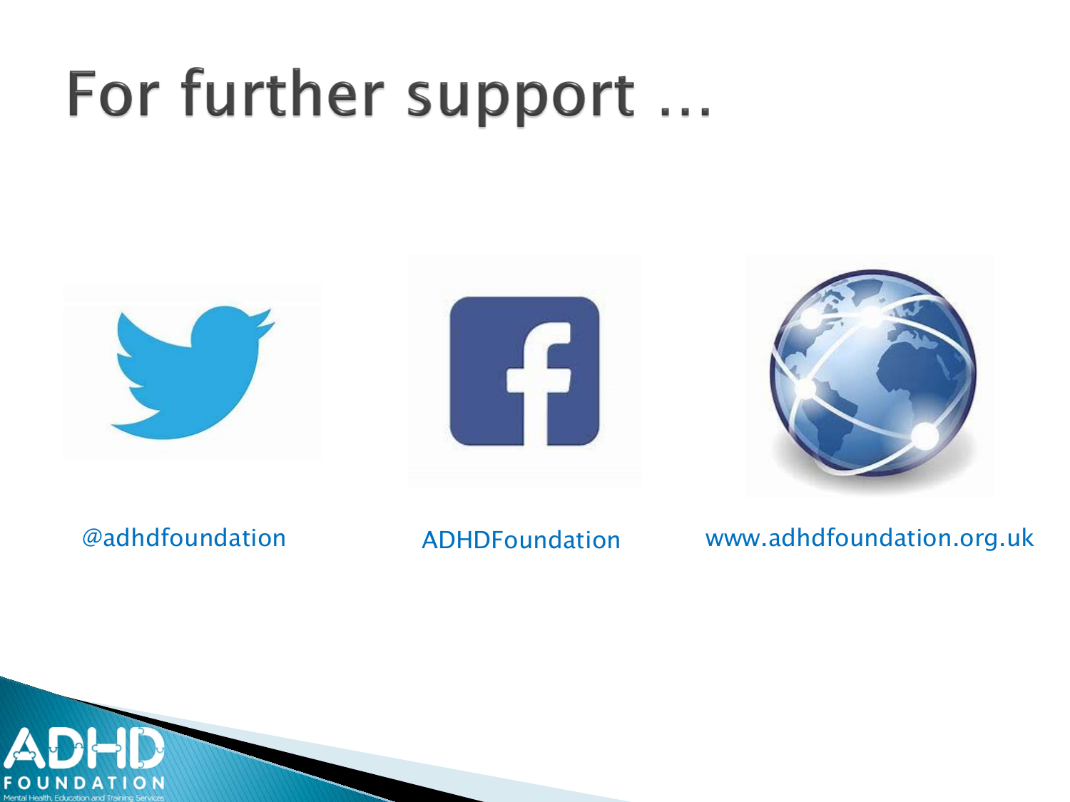# For further support …

@adhdfoundation

ADHDFoundation

www.adhdfoundation.org.uk